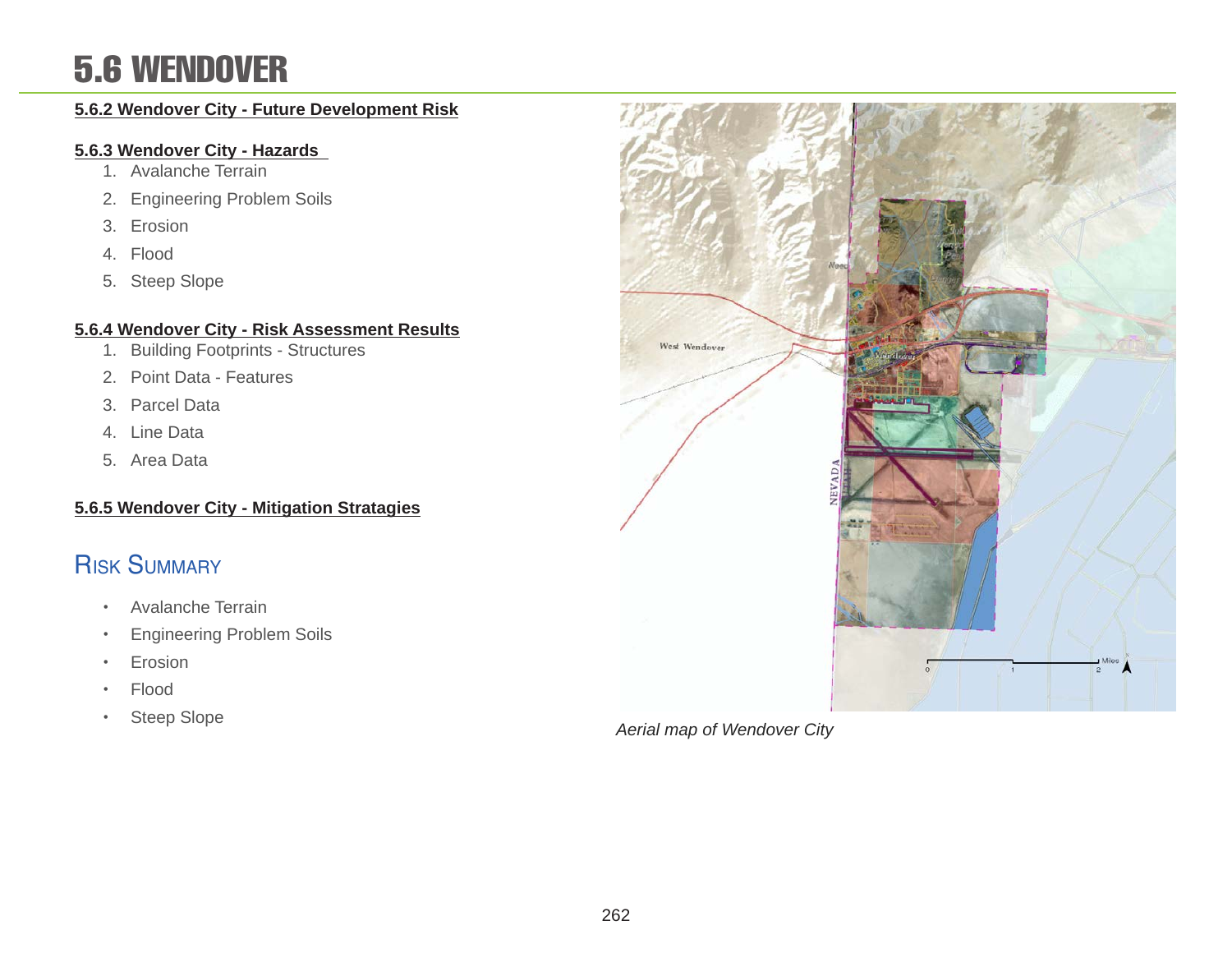# 5.6 WENDOVER

**5.6.2 Wendover City - Future Development Risk**

**5.6.3 Wendover City - Hazards**

1. Avalanche Terrain
2. Engineering Problem Soils
3. Erosion
4. Flood
5. Steep Slope

**5.6.4 Wendover City - Risk Assessment Results**

1. Building Footprints - Structures
2. Point Data - Features
3. Parcel Data
4. Line Data
5. Area Data

**5.6.5 Wendover City - Mitigation Stratagies**

## Risk Summary

- Avalanche Terrain
- Engineering Problem Soils
- Erosion
- Flood
- Steep Slope

*Aerial map of Wendover City*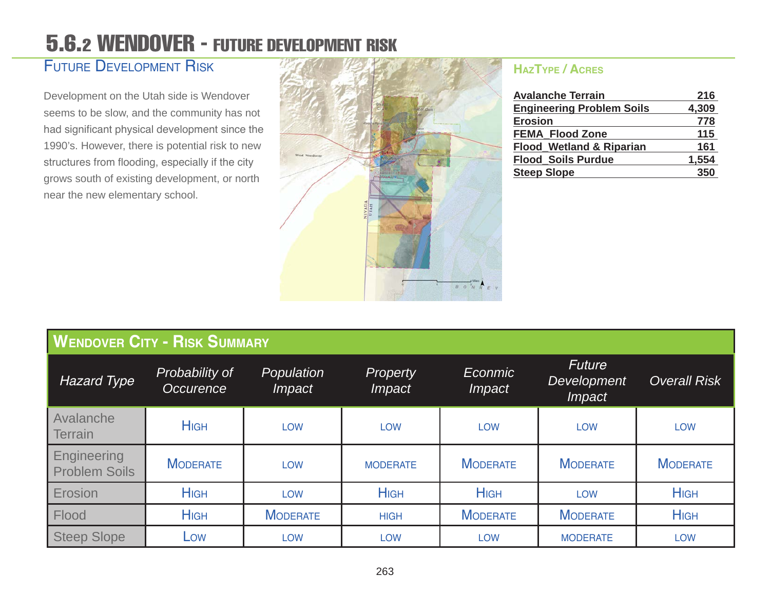# 5.6.2 WENDOVER - FUTURE DEVELOPMENT RISK

## Future Development Risk

Development on the Utah side is Wendover seems to be slow, and the community has not had significant physical development since the 1990's. However, there is potential risk to new structures from flooding, especially if the city grows south of existing development, or north near the new elementary school.

### HazType / Acres

| HazType | Acres |
|---|---|
| Avalanche Terrain | 216 |
| Engineering Problem Soils | 4,309 |
| Erosion | 778 |
| FEMA_Flood Zone | 115 |
| Flood_Wetland & Riparian | 161 |
| Flood_Soils Purdue | 1,554 |
| Steep Slope | 350 |

### Wendover City - Risk Summary

| *Hazard Type* | *Probability of Occurence* | *Population Impact* | *Property Impact* | *Econmic Impact* | *Future Development Impact* | *Overall Risk* |
|---|---|---|---|---|---|---|
| Avalanche Terrain | High | LOW | LOW | LOW | LOW | LOW |
| Engineering Problem Soils | Moderate | LOW | MODERATE | Moderate | Moderate | Moderate |
| Erosion | High | LOW | High | High | LOW | High |
| Flood | High | Moderate | HIGH | Moderate | Moderate | High |
| Steep Slope | Low | LOW | LOW | LOW | MODERATE | LOW |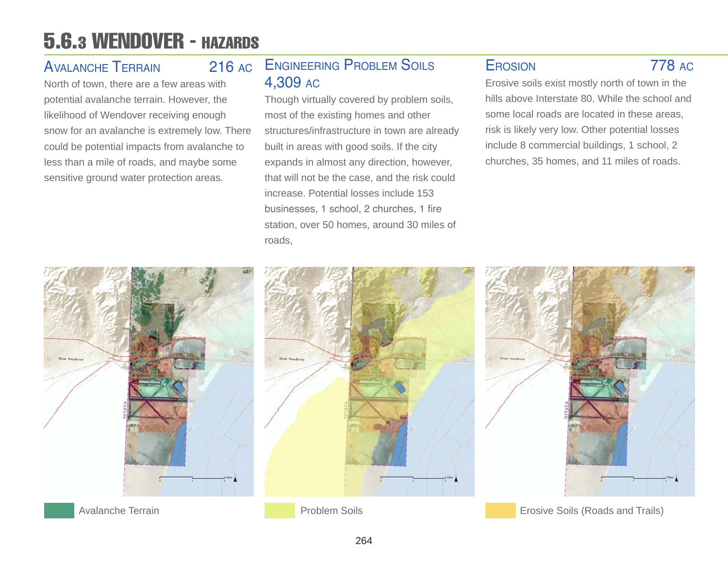# 5.6.3 WENDOVER - HAZARDS

## Avalanche Terrain 216 AC

North of town, there are a few areas with potential avalanche terrain. However, the likelihood of Wendover receiving enough snow for an avalanche is extremely low. There could be potential impacts from avalanche to less than a mile of roads, and maybe some sensitive ground water protection areas.

## Engineering Problem Soils 4,309 AC

Though virtually covered by problem soils, most of the existing homes and other structures/infrastructure in town are already built in areas with good soils. If the city expands in almost any direction, however, that will not be the case, and the risk could increase. Potential losses include 153 businesses, 1 school, 2 churches, 1 fire station, over 50 homes, around 30 miles of roads,

## Erosion 778 AC

Erosive soils exist mostly north of town in the hills above Interstate 80. While the school and some local roads are located in these areas, risk is likely very low. Other potential losses include 8 commercial buildings, 1 school, 2 churches, 35 homes, and 11 miles of roads.

Avalanche Terrain

Problem Soils

Erosive Soils (Roads and Trails)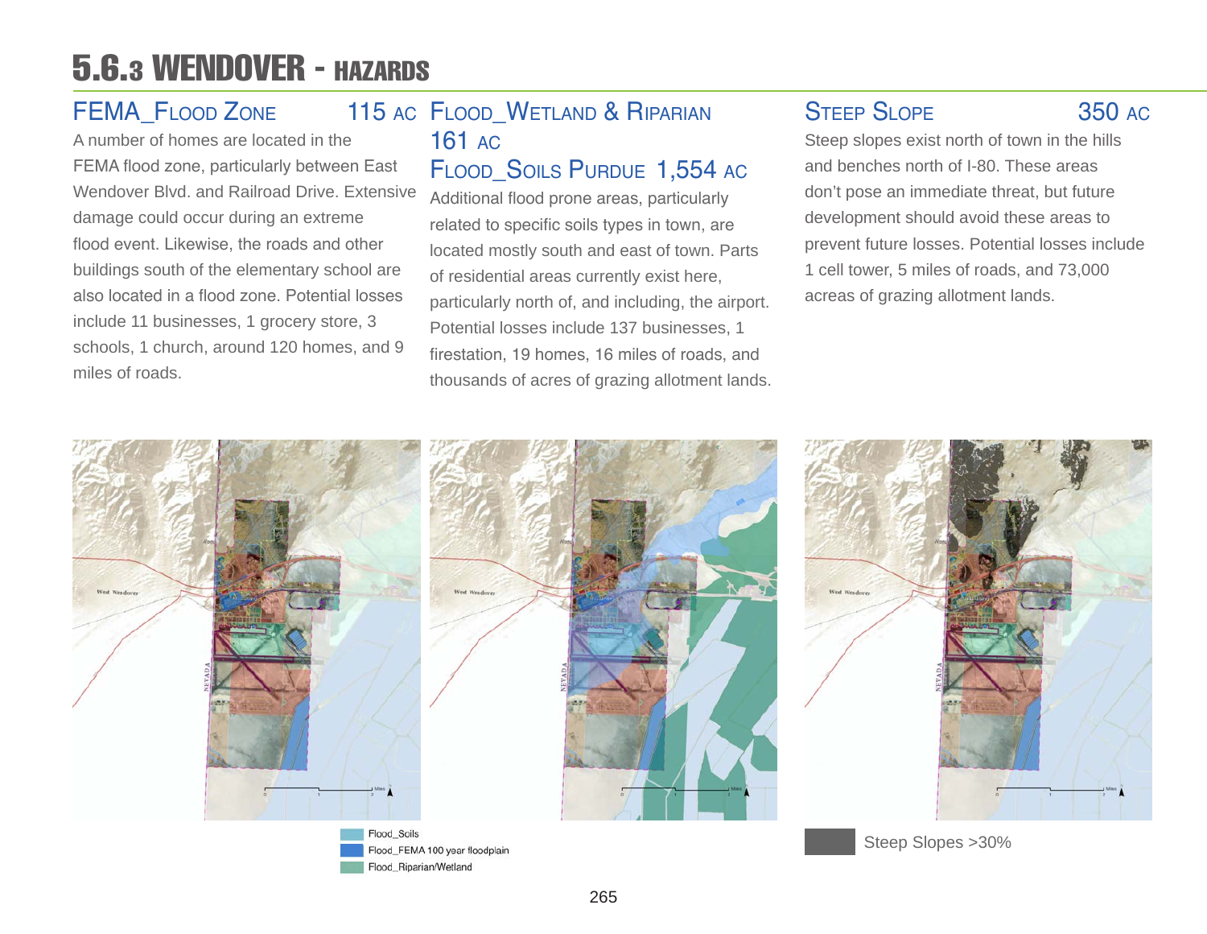# 5.6.3 WENDOVER - HAZARDS

## FEMA_Flood Zone 115 AC

A number of homes are located in the FEMA flood zone, particularly between East Wendover Blvd. and Railroad Drive. Extensive damage could occur during an extreme flood event. Likewise, the roads and other buildings south of the elementary school are also located in a flood zone. Potential losses include 11 businesses, 1 grocery store, 3 schools, 1 church, around 120 homes, and 9 miles of roads.

## Flood_Wetland & Riparian 161 AC

## Flood_Soils Purdue 1,554 AC

Additional flood prone areas, particularly related to specific soils types in town, are located mostly south and east of town. Parts of residential areas currently exist here, particularly north of, and including, the airport. Potential losses include 137 businesses, 1 firestation, 19 homes, 16 miles of roads, and thousands of acres of grazing allotment lands.

## Steep Slope 350 AC

Steep slopes exist north of town in the hills and benches north of I-80. These areas don't pose an immediate threat, but future development should avoid these areas to prevent future losses. Potential losses include 1 cell tower, 5 miles of roads, and 73,000 acreas of grazing allotment lands.

Flood_Soils
Flood_FEMA 100 year floodplain
Flood_Riparian/Wetland

Steep Slopes >30%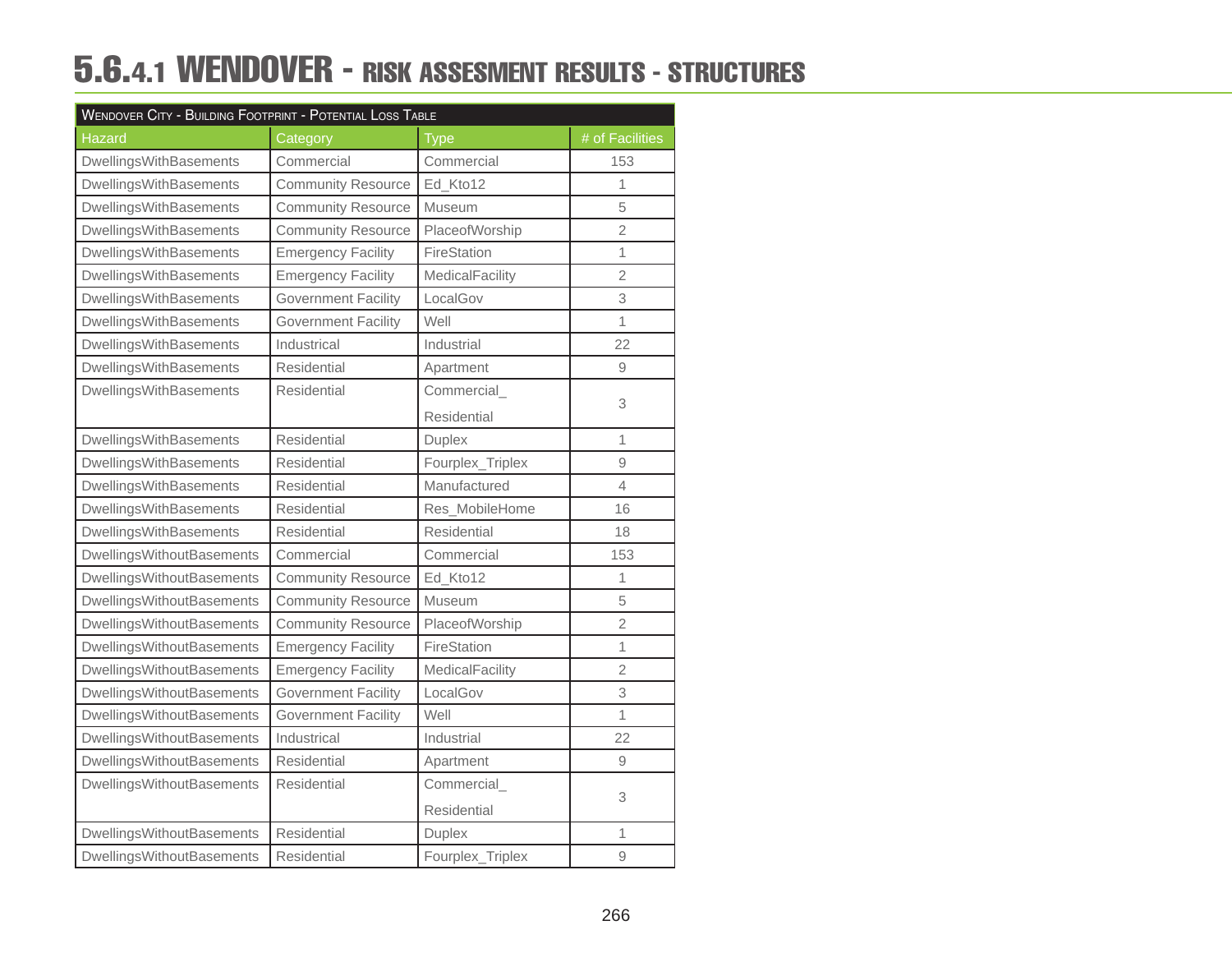# 5.6.4.1 WENDOVER - RISK ASSESMENT RESULTS - STRUCTURES

| Wendover City - Building Footprint - Potential Loss Table | | | |
|---|---|---|---|
| Hazard | Category | Type | # of Facilities |
| DwellingsWithBasements | Commercial | Commercial | 153 |
| DwellingsWithBasements | Community Resource | Ed_Kto12 | 1 |
| DwellingsWithBasements | Community Resource | Museum | 5 |
| DwellingsWithBasements | Community Resource | PlaceofWorship | 2 |
| DwellingsWithBasements | Emergency Facility | FireStation | 1 |
| DwellingsWithBasements | Emergency Facility | MedicalFacility | 2 |
| DwellingsWithBasements | Government Facility | LocalGov | 3 |
| DwellingsWithBasements | Government Facility | Well | 1 |
| DwellingsWithBasements | Industrical | Industrial | 22 |
| DwellingsWithBasements | Residential | Apartment | 9 |
| DwellingsWithBasements | Residential | Commercial_ Residential | 3 |
| DwellingsWithBasements | Residential | Duplex | 1 |
| DwellingsWithBasements | Residential | Fourplex_Triplex | 9 |
| DwellingsWithBasements | Residential | Manufactured | 4 |
| DwellingsWithBasements | Residential | Res_MobileHome | 16 |
| DwellingsWithBasements | Residential | Residential | 18 |
| DwellingsWithoutBasements | Commercial | Commercial | 153 |
| DwellingsWithoutBasements | Community Resource | Ed_Kto12 | 1 |
| DwellingsWithoutBasements | Community Resource | Museum | 5 |
| DwellingsWithoutBasements | Community Resource | PlaceofWorship | 2 |
| DwellingsWithoutBasements | Emergency Facility | FireStation | 1 |
| DwellingsWithoutBasements | Emergency Facility | MedicalFacility | 2 |
| DwellingsWithoutBasements | Government Facility | LocalGov | 3 |
| DwellingsWithoutBasements | Government Facility | Well | 1 |
| DwellingsWithoutBasements | Industrical | Industrial | 22 |
| DwellingsWithoutBasements | Residential | Apartment | 9 |
| DwellingsWithoutBasements | Residential | Commercial_ Residential | 3 |
| DwellingsWithoutBasements | Residential | Duplex | 1 |
| DwellingsWithoutBasements | Residential | Fourplex_Triplex | 9 |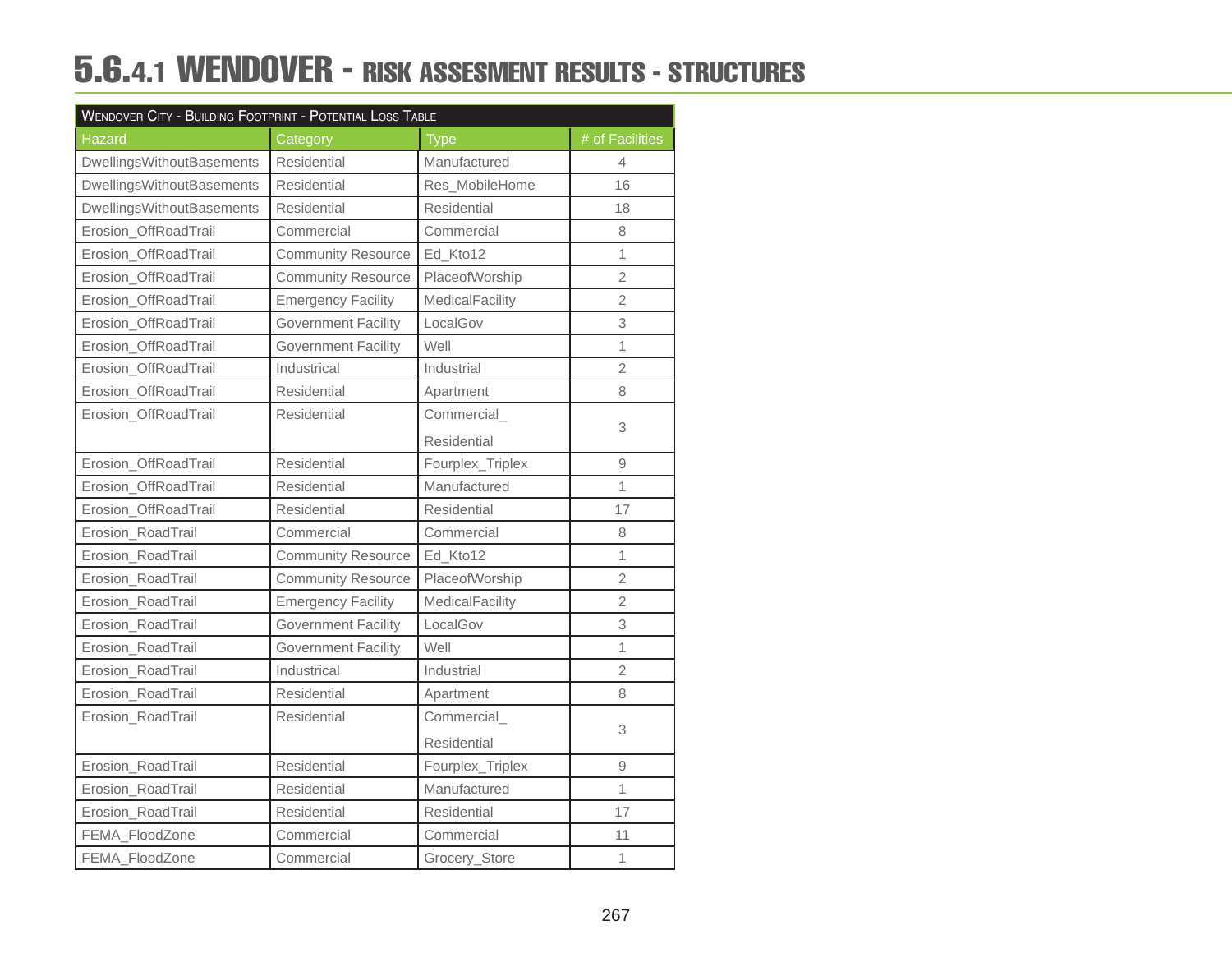# 5.6.4.1 WENDOVER - RISK ASSESMENT RESULTS - STRUCTURES

| Wendover City - Building Footprint - Potential Loss Table | | | |
|---|---|---|---|
| Hazard | Category | Type | # of Facilities |
| DwellingsWithoutBasements | Residential | Manufactured | 4 |
| DwellingsWithoutBasements | Residential | Res_MobileHome | 16 |
| DwellingsWithoutBasements | Residential | Residential | 18 |
| Erosion_OffRoadTrail | Commercial | Commercial | 8 |
| Erosion_OffRoadTrail | Community Resource | Ed_Kto12 | 1 |
| Erosion_OffRoadTrail | Community Resource | PlaceofWorship | 2 |
| Erosion_OffRoadTrail | Emergency Facility | MedicalFacility | 2 |
| Erosion_OffRoadTrail | Government Facility | LocalGov | 3 |
| Erosion_OffRoadTrail | Government Facility | Well | 1 |
| Erosion_OffRoadTrail | Industrial | Industrial | 2 |
| Erosion_OffRoadTrail | Residential | Apartment | 8 |
| Erosion_OffRoadTrail | Residential | Commercial_Residential | 3 |
| Erosion_OffRoadTrail | Residential | Fourplex_Triplex | 9 |
| Erosion_OffRoadTrail | Residential | Manufactured | 1 |
| Erosion_OffRoadTrail | Residential | Residential | 17 |
| Erosion_RoadTrail | Commercial | Commercial | 8 |
| Erosion_RoadTrail | Community Resource | Ed_Kto12 | 1 |
| Erosion_RoadTrail | Community Resource | PlaceofWorship | 2 |
| Erosion_RoadTrail | Emergency Facility | MedicalFacility | 2 |
| Erosion_RoadTrail | Government Facility | LocalGov | 3 |
| Erosion_RoadTrail | Government Facility | Well | 1 |
| Erosion_RoadTrail | Industrial | Industrial | 2 |
| Erosion_RoadTrail | Residential | Apartment | 8 |
| Erosion_RoadTrail | Residential | Commercial_Residential | 3 |
| Erosion_RoadTrail | Residential | Fourplex_Triplex | 9 |
| Erosion_RoadTrail | Residential | Manufactured | 1 |
| Erosion_RoadTrail | Residential | Residential | 17 |
| FEMA_FloodZone | Commercial | Commercial | 11 |
| FEMA_FloodZone | Commercial | Grocery_Store | 1 |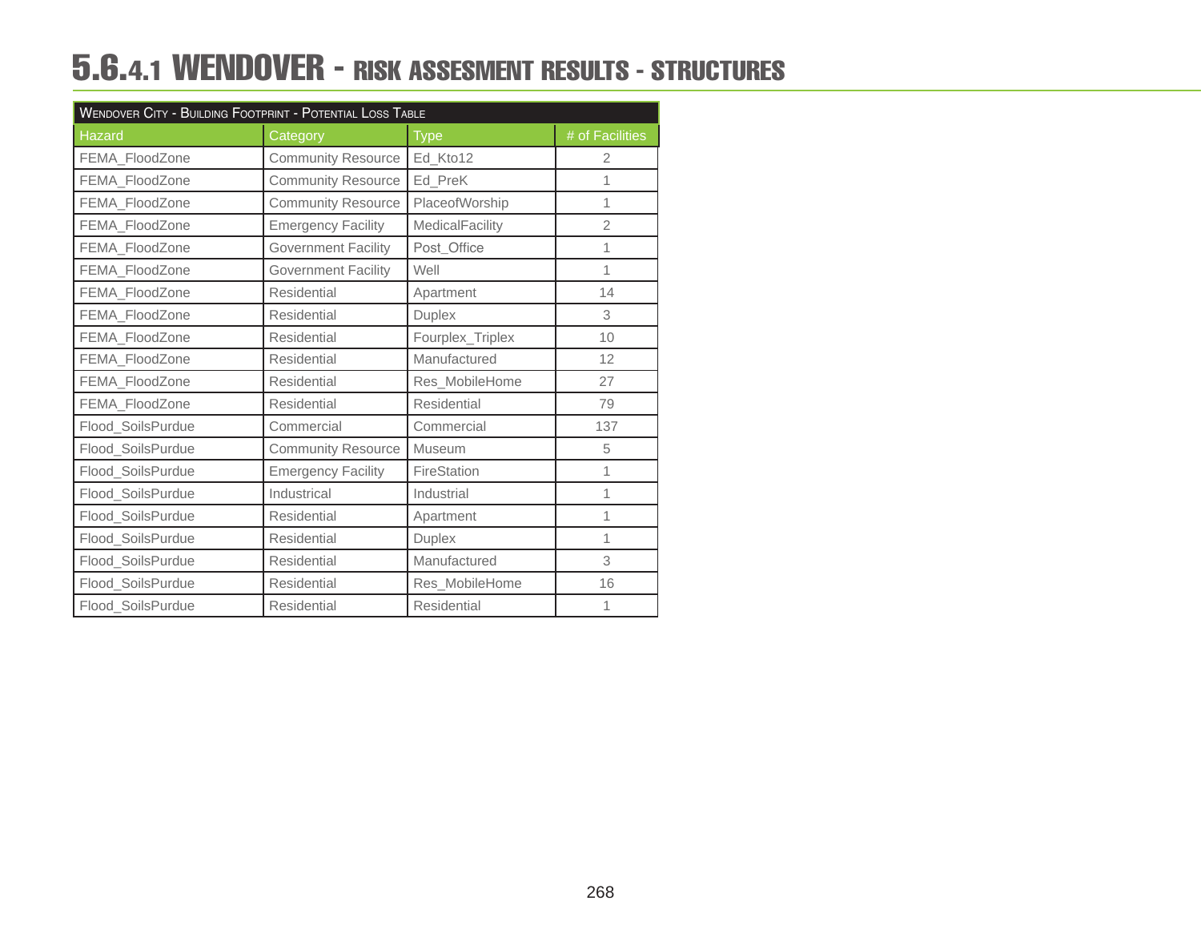# 5.6.4.1 WENDOVER - RISK ASSESMENT RESULTS - STRUCTURES

| Wendover City - Building Footprint - Potential Loss Table | | | |
|---|---|---|---|
| Hazard | Category | Type | # of Facilities |
| FEMA_FloodZone | Community Resource | Ed_Kto12 | 2 |
| FEMA_FloodZone | Community Resource | Ed_PreK | 1 |
| FEMA_FloodZone | Community Resource | PlaceofWorship | 1 |
| FEMA_FloodZone | Emergency Facility | MedicalFacility | 2 |
| FEMA_FloodZone | Government Facility | Post_Office | 1 |
| FEMA_FloodZone | Government Facility | Well | 1 |
| FEMA_FloodZone | Residential | Apartment | 14 |
| FEMA_FloodZone | Residential | Duplex | 3 |
| FEMA_FloodZone | Residential | Fourplex_Triplex | 10 |
| FEMA_FloodZone | Residential | Manufactured | 12 |
| FEMA_FloodZone | Residential | Res_MobileHome | 27 |
| FEMA_FloodZone | Residential | Residential | 79 |
| Flood_SoilsPurdue | Commercial | Commercial | 137 |
| Flood_SoilsPurdue | Community Resource | Museum | 5 |
| Flood_SoilsPurdue | Emergency Facility | FireStation | 1 |
| Flood_SoilsPurdue | Industrical | Industrial | 1 |
| Flood_SoilsPurdue | Residential | Apartment | 1 |
| Flood_SoilsPurdue | Residential | Duplex | 1 |
| Flood_SoilsPurdue | Residential | Manufactured | 3 |
| Flood_SoilsPurdue | Residential | Res_MobileHome | 16 |
| Flood_SoilsPurdue | Residential | Residential | 1 |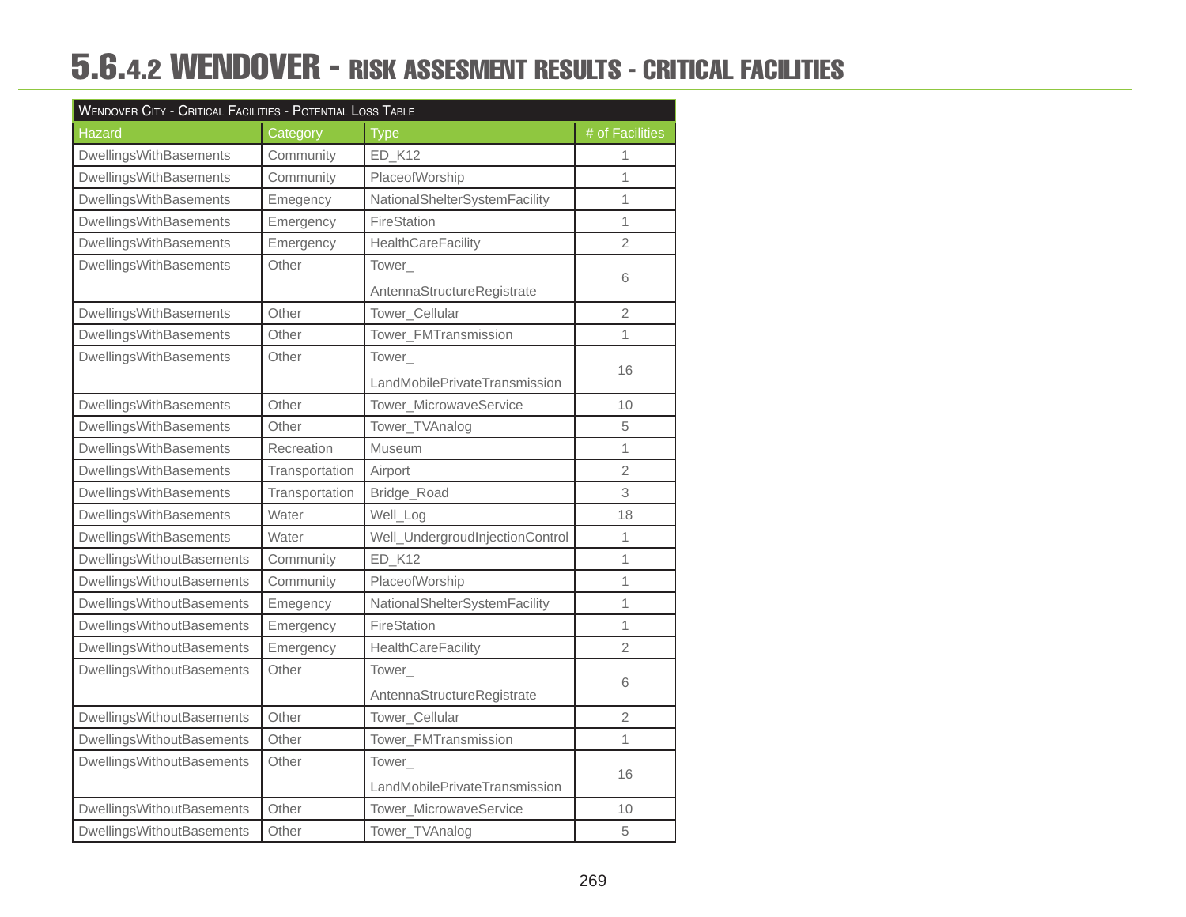# 5.6.4.2 WENDOVER - RISK ASSESMENT RESULTS - CRITICAL FACILITIES

| Wendover City - Critical Facilities - Potential Loss Table | | | |
|---|---|---|---|
| Hazard | Category | Type | # of Facilities |
| DwellingsWithBasements | Community | ED_K12 | 1 |
| DwellingsWithBasements | Community | PlaceofWorship | 1 |
| DwellingsWithBasements | Emegency | NationalShelterSystemFacility | 1 |
| DwellingsWithBasements | Emergency | FireStation | 1 |
| DwellingsWithBasements | Emergency | HealthCareFacility | 2 |
| DwellingsWithBasements | Other | Tower_ AntennaStructureRegistrate | 6 |
| DwellingsWithBasements | Other | Tower_Cellular | 2 |
| DwellingsWithBasements | Other | Tower_FMTransmission | 1 |
| DwellingsWithBasements | Other | Tower_ LandMobilePrivateTransmission | 16 |
| DwellingsWithBasements | Other | Tower_MicrowaveService | 10 |
| DwellingsWithBasements | Other | Tower_TVAnalog | 5 |
| DwellingsWithBasements | Recreation | Museum | 1 |
| DwellingsWithBasements | Transportation | Airport | 2 |
| DwellingsWithBasements | Transportation | Bridge_Road | 3 |
| DwellingsWithBasements | Water | Well_Log | 18 |
| DwellingsWithBasements | Water | Well_UndergroudInjectionControl | 1 |
| DwellingsWithoutBasements | Community | ED_K12 | 1 |
| DwellingsWithoutBasements | Community | PlaceofWorship | 1 |
| DwellingsWithoutBasements | Emegency | NationalShelterSystemFacility | 1 |
| DwellingsWithoutBasements | Emergency | FireStation | 1 |
| DwellingsWithoutBasements | Emergency | HealthCareFacility | 2 |
| DwellingsWithoutBasements | Other | Tower_ AntennaStructureRegistrate | 6 |
| DwellingsWithoutBasements | Other | Tower_Cellular | 2 |
| DwellingsWithoutBasements | Other | Tower_FMTransmission | 1 |
| DwellingsWithoutBasements | Other | Tower_ LandMobilePrivateTransmission | 16 |
| DwellingsWithoutBasements | Other | Tower_MicrowaveService | 10 |
| DwellingsWithoutBasements | Other | Tower_TVAnalog | 5 |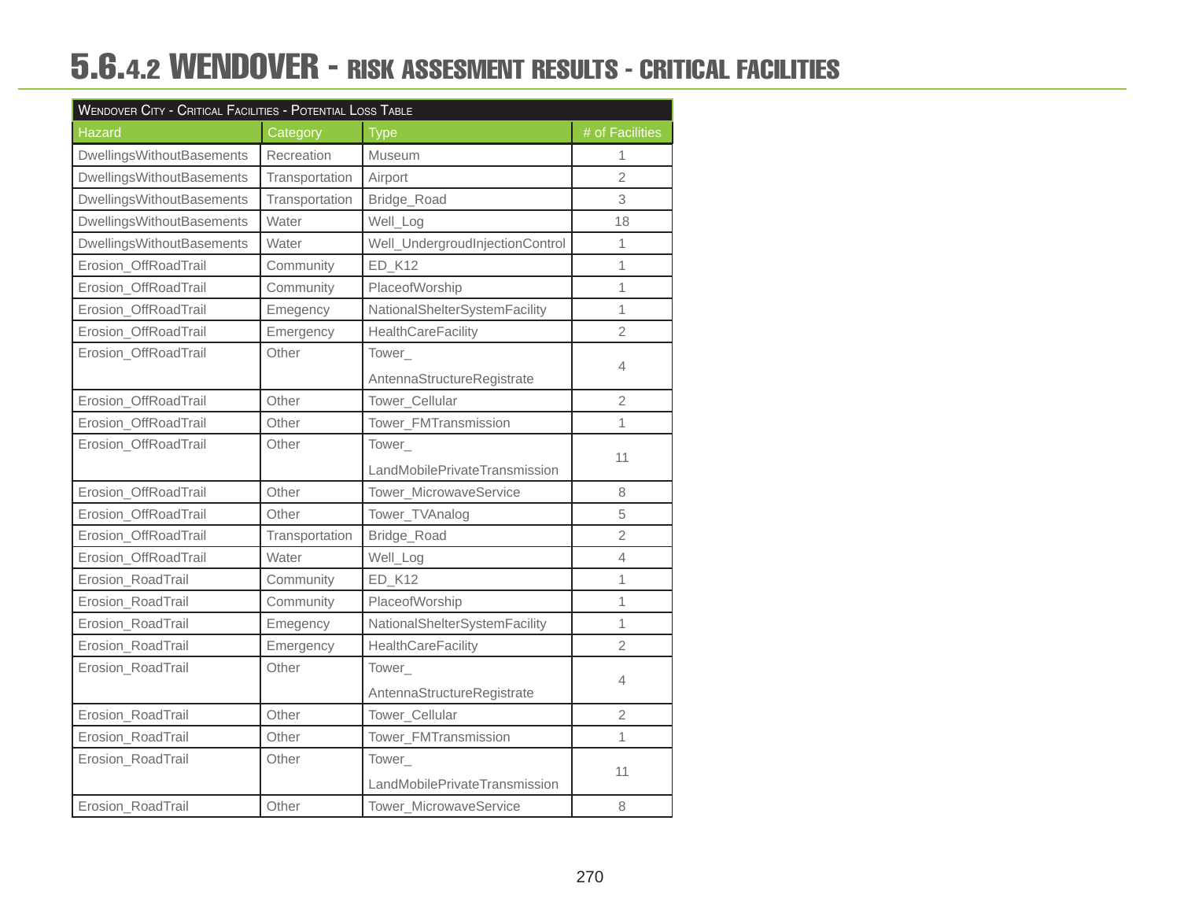# 5.6.4.2 WENDOVER - RISK ASSESMENT RESULTS - CRITICAL FACILITIES

| Wendover City - Critical Facilities - Potential Loss Table | | | |
|---|---|---|---|
| Hazard | Category | Type | # of Facilities |
| DwellingsWithoutBasements | Recreation | Museum | 1 |
| DwellingsWithoutBasements | Transportation | Airport | 2 |
| DwellingsWithoutBasements | Transportation | Bridge_Road | 3 |
| DwellingsWithoutBasements | Water | Well_Log | 18 |
| DwellingsWithoutBasements | Water | Well_UndergroudInjectionControl | 1 |
| Erosion_OffRoadTrail | Community | ED_K12 | 1 |
| Erosion_OffRoadTrail | Community | PlaceofWorship | 1 |
| Erosion_OffRoadTrail | Emegency | NationalShelterSystemFacility | 1 |
| Erosion_OffRoadTrail | Emergency | HealthCareFacility | 2 |
| Erosion_OffRoadTrail | Other | Tower_ AntennaStructureRegistrate | 4 |
| Erosion_OffRoadTrail | Other | Tower_Cellular | 2 |
| Erosion_OffRoadTrail | Other | Tower_FMTransmission | 1 |
| Erosion_OffRoadTrail | Other | Tower_ LandMobilePrivateTransmission | 11 |
| Erosion_OffRoadTrail | Other | Tower_MicrowaveService | 8 |
| Erosion_OffRoadTrail | Other | Tower_TVAnalog | 5 |
| Erosion_OffRoadTrail | Transportation | Bridge_Road | 2 |
| Erosion_OffRoadTrail | Water | Well_Log | 4 |
| Erosion_RoadTrail | Community | ED_K12 | 1 |
| Erosion_RoadTrail | Community | PlaceofWorship | 1 |
| Erosion_RoadTrail | Emegency | NationalShelterSystemFacility | 1 |
| Erosion_RoadTrail | Emergency | HealthCareFacility | 2 |
| Erosion_RoadTrail | Other | Tower_ AntennaStructureRegistrate | 4 |
| Erosion_RoadTrail | Other | Tower_Cellular | 2 |
| Erosion_RoadTrail | Other | Tower_FMTransmission | 1 |
| Erosion_RoadTrail | Other | Tower_ LandMobilePrivateTransmission | 11 |
| Erosion_RoadTrail | Other | Tower_MicrowaveService | 8 |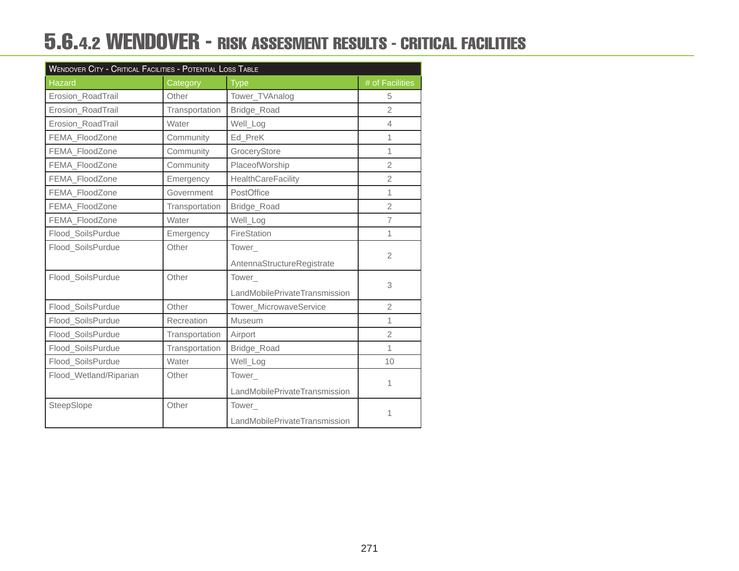# 5.6.4.2 WENDOVER - RISK ASSESMENT RESULTS - CRITICAL FACILITIES

| WENDOVER CITY - CRITICAL FACILITIES - POTENTIAL LOSS TABLE | | | |
|---|---|---|---|
| Hazard | Category | Type | # of Facilities |
| Erosion_RoadTrail | Other | Tower_TVAnalog | 5 |
| Erosion_RoadTrail | Transportation | Bridge_Road | 2 |
| Erosion_RoadTrail | Water | Well_Log | 4 |
| FEMA_FloodZone | Community | Ed_PreK | 1 |
| FEMA_FloodZone | Community | GroceryStore | 1 |
| FEMA_FloodZone | Community | PlaceofWorship | 2 |
| FEMA_FloodZone | Emergency | HealthCareFacility | 2 |
| FEMA_FloodZone | Government | PostOffice | 1 |
| FEMA_FloodZone | Transportation | Bridge_Road | 2 |
| FEMA_FloodZone | Water | Well_Log | 7 |
| Flood_SoilsPurdue | Emergency | FireStation | 1 |
| Flood_SoilsPurdue | Other | Tower_ AntennaStructureRegistrate | 2 |
| Flood_SoilsPurdue | Other | Tower_ LandMobilePrivateTransmission | 3 |
| Flood_SoilsPurdue | Other | Tower_MicrowaveService | 2 |
| Flood_SoilsPurdue | Recreation | Museum | 1 |
| Flood_SoilsPurdue | Transportation | Airport | 2 |
| Flood_SoilsPurdue | Transportation | Bridge_Road | 1 |
| Flood_SoilsPurdue | Water | Well_Log | 10 |
| Flood_Wetland/Riparian | Other | Tower_ LandMobilePrivateTransmission | 1 |
| SteepSlope | Other | Tower_ LandMobilePrivateTransmission | 1 |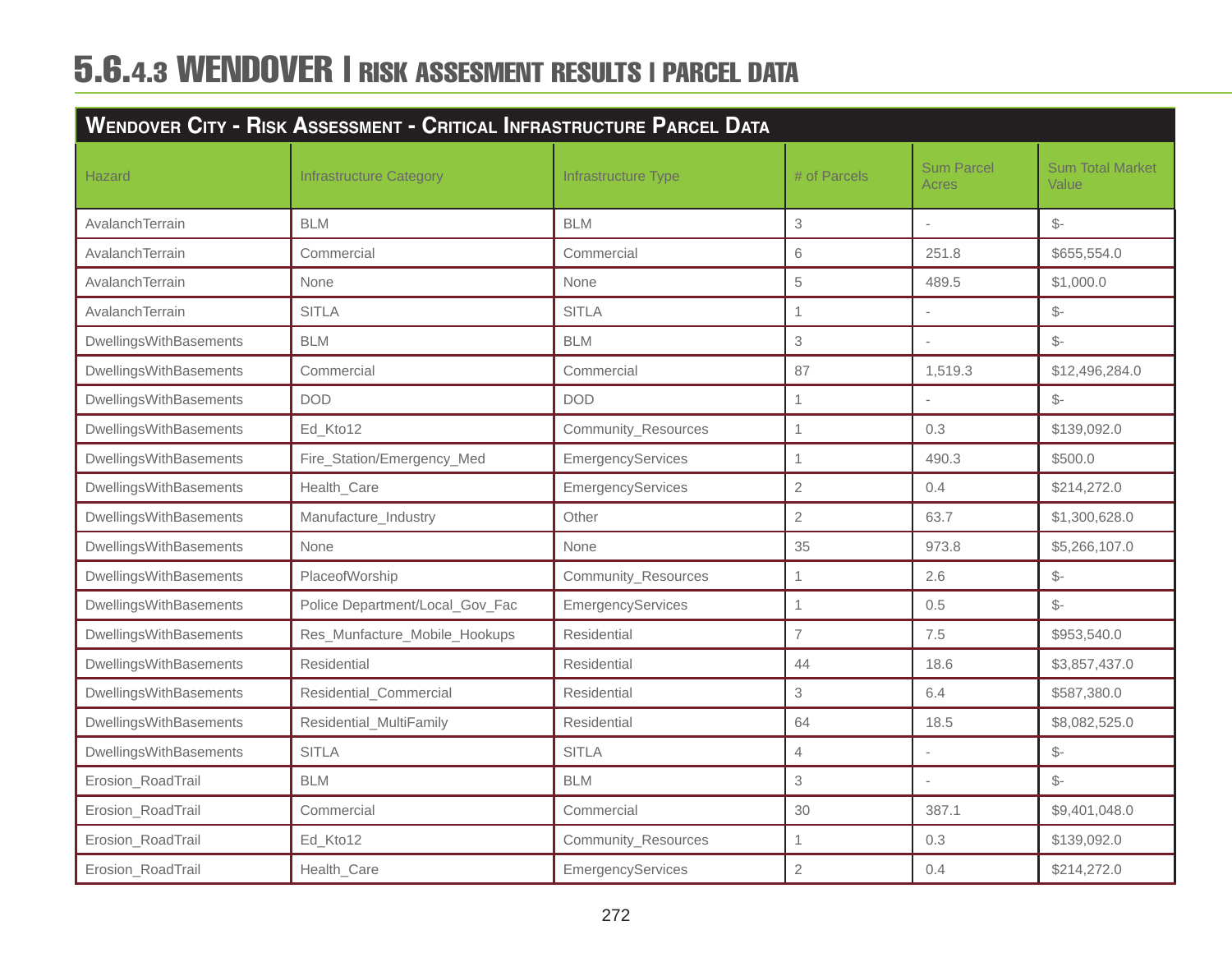# 5.6.4.3 WENDOVER | RISK ASSESMENT RESULTS | PARCEL DATA

| Wendover City - Risk Assessment - Critical Infrastructure Parcel Data | | | | | |
|---|---|---|---|---|---|
| Hazard | Infrastructure Category | Infrastructure Type | # of Parcels | Sum Parcel Acres | Sum Total Market Value |
| AvalanchTerrain | BLM | BLM | 3 | - | $- |
| AvalanchTerrain | Commercial | Commercial | 6 | 251.8 | $655,554.0 |
| AvalanchTerrain | None | None | 5 | 489.5 | $1,000.0 |
| AvalanchTerrain | SITLA | SITLA | 1 | - | $- |
| DwellingsWithBasements | BLM | BLM | 3 | - | $- |
| DwellingsWithBasements | Commercial | Commercial | 87 | 1,519.3 | $12,496,284.0 |
| DwellingsWithBasements | DOD | DOD | 1 | - | $- |
| DwellingsWithBasements | Ed_Kto12 | Community_Resources | 1 | 0.3 | $139,092.0 |
| DwellingsWithBasements | Fire_Station/Emergency_Med | EmergencyServices | 1 | 490.3 | $500.0 |
| DwellingsWithBasements | Health_Care | EmergencyServices | 2 | 0.4 | $214,272.0 |
| DwellingsWithBasements | Manufacture_Industry | Other | 2 | 63.7 | $1,300,628.0 |
| DwellingsWithBasements | None | None | 35 | 973.8 | $5,266,107.0 |
| DwellingsWithBasements | PlaceofWorship | Community_Resources | 1 | 2.6 | $- |
| DwellingsWithBasements | Police Department/Local_Gov_Fac | EmergencyServices | 1 | 0.5 | $- |
| DwellingsWithBasements | Res_Munfacture_Mobile_Hookups | Residential | 7 | 7.5 | $953,540.0 |
| DwellingsWithBasements | Residential | Residential | 44 | 18.6 | $3,857,437.0 |
| DwellingsWithBasements | Residential_Commercial | Residential | 3 | 6.4 | $587,380.0 |
| DwellingsWithBasements | Residential_MultiFamily | Residential | 64 | 18.5 | $8,082,525.0 |
| DwellingsWithBasements | SITLA | SITLA | 4 | - | $- |
| Erosion_RoadTrail | BLM | BLM | 3 | - | $- |
| Erosion_RoadTrail | Commercial | Commercial | 30 | 387.1 | $9,401,048.0 |
| Erosion_RoadTrail | Ed_Kto12 | Community_Resources | 1 | 0.3 | $139,092.0 |
| Erosion_RoadTrail | Health_Care | EmergencyServices | 2 | 0.4 | $214,272.0 |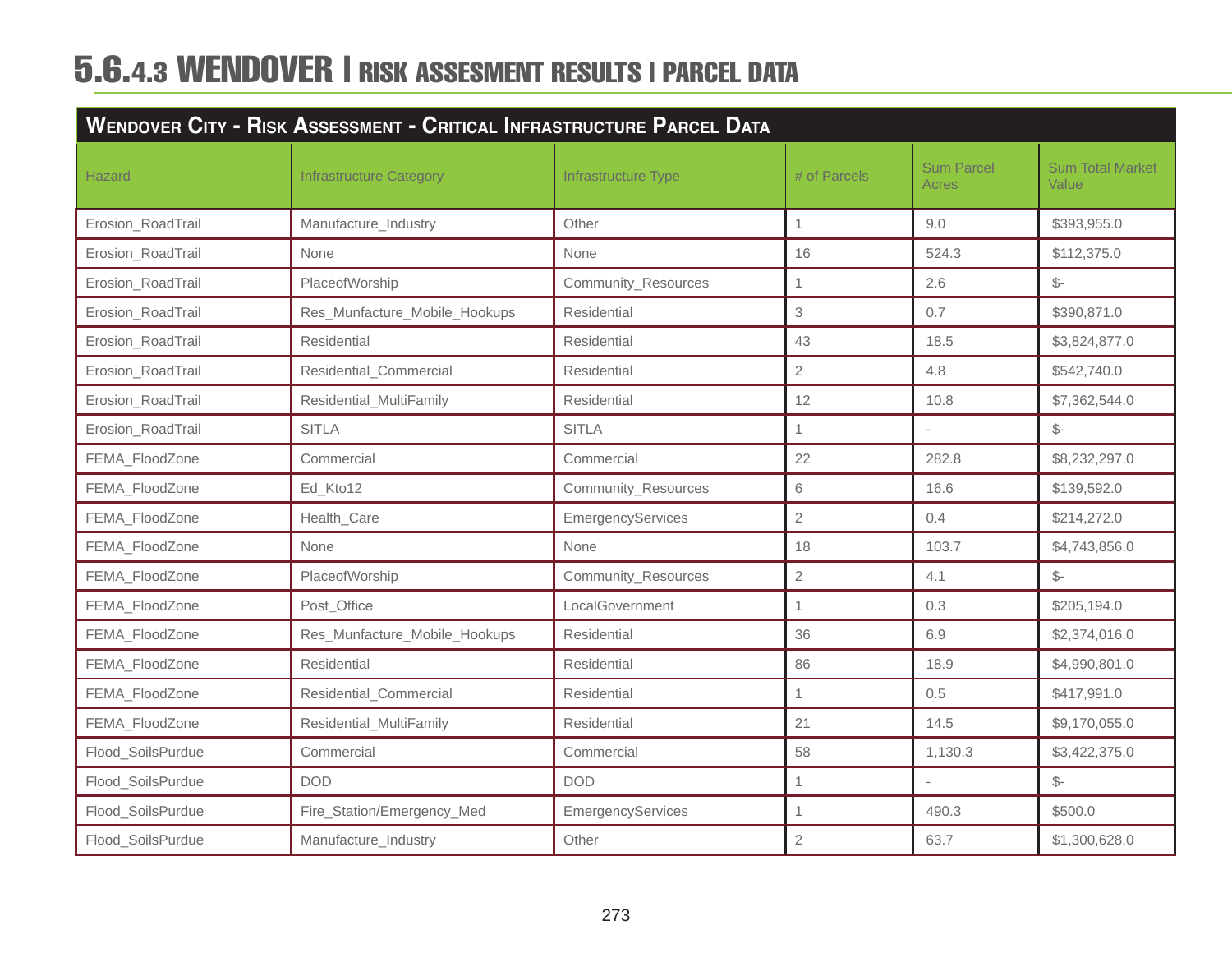# 5.6.4.3 WENDOVER | RISK ASSESMENT RESULTS | PARCEL DATA

| Wendover City - Risk Assessment - Critical Infrastructure Parcel Data | | | | | |
|---|---|---|---|---|---|
| Hazard | Infrastructure Category | Infrastructure Type | # of Parcels | Sum Parcel Acres | Sum Total Market Value |
| Erosion_RoadTrail | Manufacture_Industry | Other | 1 | 9.0 | $393,955.0 |
| Erosion_RoadTrail | None | None | 16 | 524.3 | $112,375.0 |
| Erosion_RoadTrail | PlaceofWorship | Community_Resources | 1 | 2.6 | $- |
| Erosion_RoadTrail | Res_Munfacture_Mobile_Hookups | Residential | 3 | 0.7 | $390,871.0 |
| Erosion_RoadTrail | Residential | Residential | 43 | 18.5 | $3,824,877.0 |
| Erosion_RoadTrail | Residential_Commercial | Residential | 2 | 4.8 | $542,740.0 |
| Erosion_RoadTrail | Residential_MultiFamily | Residential | 12 | 10.8 | $7,362,544.0 |
| Erosion_RoadTrail | SITLA | SITLA | 1 | - | $- |
| FEMA_FloodZone | Commercial | Commercial | 22 | 282.8 | $8,232,297.0 |
| FEMA_FloodZone | Ed_Kto12 | Community_Resources | 6 | 16.6 | $139,592.0 |
| FEMA_FloodZone | Health_Care | EmergencyServices | 2 | 0.4 | $214,272.0 |
| FEMA_FloodZone | None | None | 18 | 103.7 | $4,743,856.0 |
| FEMA_FloodZone | PlaceofWorship | Community_Resources | 2 | 4.1 | $- |
| FEMA_FloodZone | Post_Office | LocalGovernment | 1 | 0.3 | $205,194.0 |
| FEMA_FloodZone | Res_Munfacture_Mobile_Hookups | Residential | 36 | 6.9 | $2,374,016.0 |
| FEMA_FloodZone | Residential | Residential | 86 | 18.9 | $4,990,801.0 |
| FEMA_FloodZone | Residential_Commercial | Residential | 1 | 0.5 | $417,991.0 |
| FEMA_FloodZone | Residential_MultiFamily | Residential | 21 | 14.5 | $9,170,055.0 |
| Flood_SoilsPurdue | Commercial | Commercial | 58 | 1,130.3 | $3,422,375.0 |
| Flood_SoilsPurdue | DOD | DOD | 1 | - | $- |
| Flood_SoilsPurdue | Fire_Station/Emergency_Med | EmergencyServices | 1 | 490.3 | $500.0 |
| Flood_SoilsPurdue | Manufacture_Industry | Other | 2 | 63.7 | $1,300,628.0 |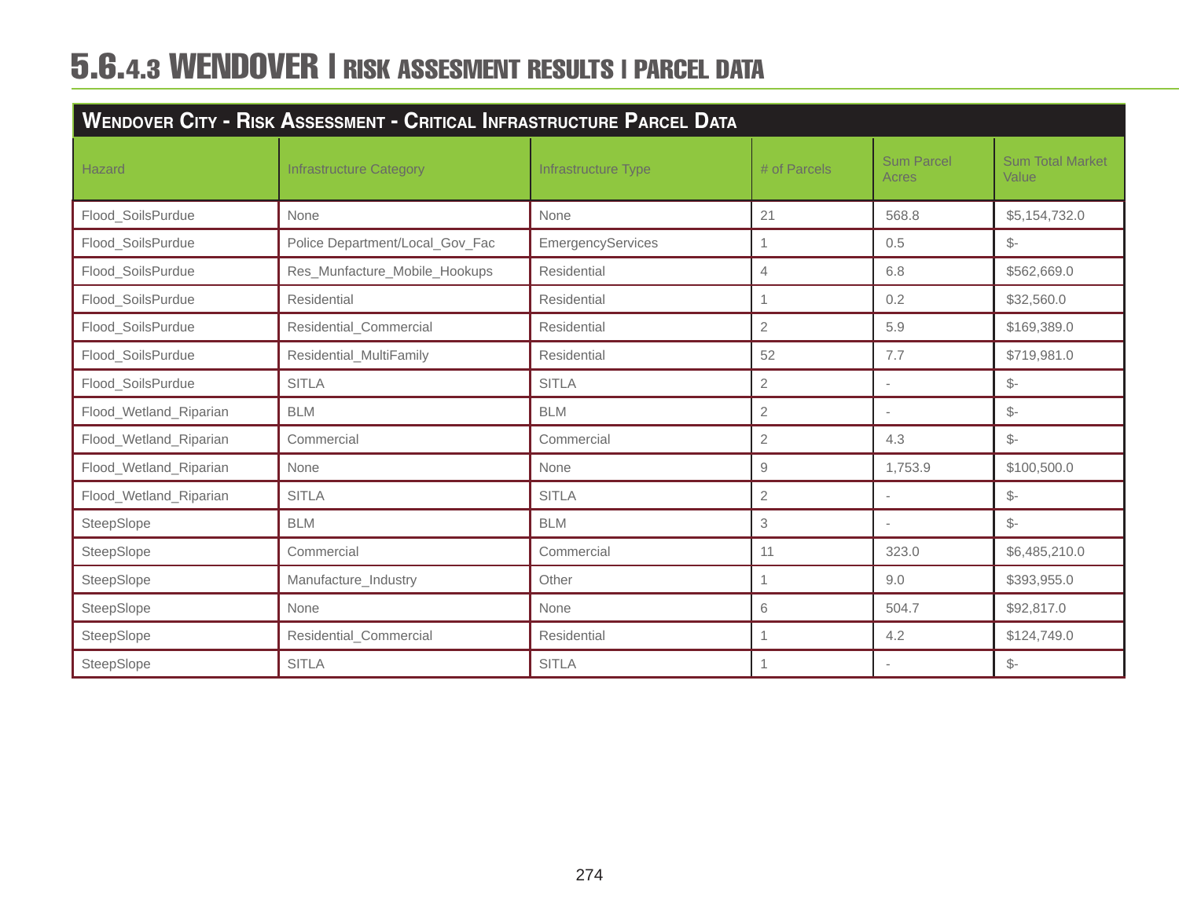# 5.6.4.3 WENDOVER | RISK ASSESEMENT RESULTS | PARCEL DATA

| Wendover City - Risk Assessment - Critical Infrastructure Parcel Data | | | | | |
|---|---|---|---|---|---|
| Hazard | Infrastructure Category | Infrastructure Type | # of Parcels | Sum Parcel Acres | Sum Total Market Value |
| Flood_SoilsPurdue | None | None | 21 | 568.8 | $5,154,732.0 |
| Flood_SoilsPurdue | Police Department/Local_Gov_Fac | EmergencyServices | 1 | 0.5 | $- |
| Flood_SoilsPurdue | Res_Munfacture_Mobile_Hookups | Residential | 4 | 6.8 | $562,669.0 |
| Flood_SoilsPurdue | Residential | Residential | 1 | 0.2 | $32,560.0 |
| Flood_SoilsPurdue | Residential_Commercial | Residential | 2 | 5.9 | $169,389.0 |
| Flood_SoilsPurdue | Residential_MultiFamily | Residential | 52 | 7.7 | $719,981.0 |
| Flood_SoilsPurdue | SITLA | SITLA | 2 | - | $- |
| Flood_Wetland_Riparian | BLM | BLM | 2 | - | $- |
| Flood_Wetland_Riparian | Commercial | Commercial | 2 | 4.3 | $- |
| Flood_Wetland_Riparian | None | None | 9 | 1,753.9 | $100,500.0 |
| Flood_Wetland_Riparian | SITLA | SITLA | 2 | - | $- |
| SteepSlope | BLM | BLM | 3 | - | $- |
| SteepSlope | Commercial | Commercial | 11 | 323.0 | $6,485,210.0 |
| SteepSlope | Manufacture_Industry | Other | 1 | 9.0 | $393,955.0 |
| SteepSlope | None | None | 6 | 504.7 | $92,817.0 |
| SteepSlope | Residential_Commercial | Residential | 1 | 4.2 | $124,749.0 |
| SteepSlope | SITLA | SITLA | 1 | - | $- |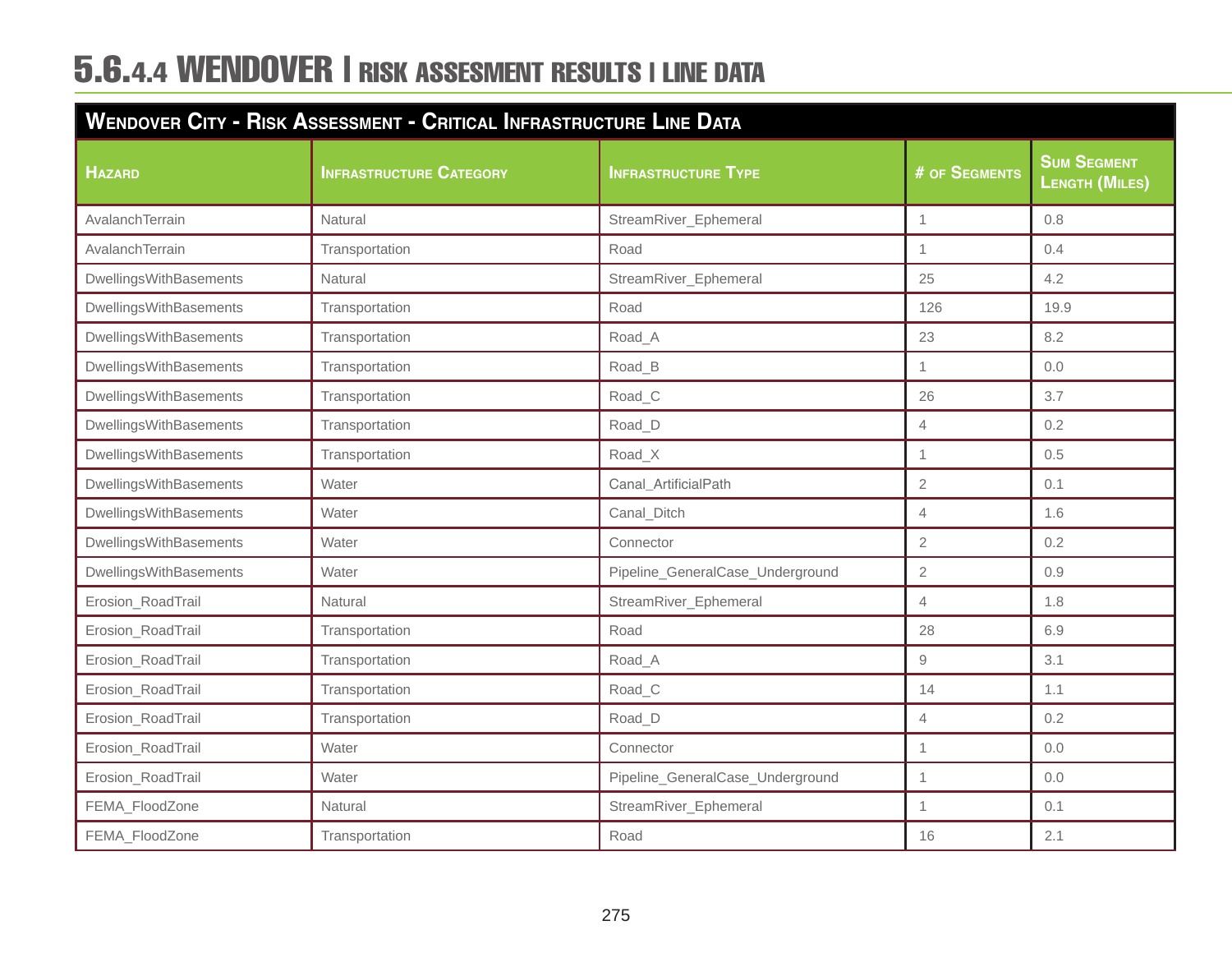# 5.6.4.4 WENDOVER | RISK ASSESMENT RESULTS | LINE DATA

| WENDOVER CITY - RISK ASSESSMENT - CRITICAL INFRASTRUCTURE LINE DATA | | | | |
|---|---|---|---|---|
| **HAZARD** | **INFRASTRUCTURE CATEGORY** | **INFRASTRUCTURE TYPE** | **# OF SEGMENTS** | **SUM SEGMENT LENGTH (MILES)** |
| AvalanchTerrain | Natural | StreamRiver_Ephemeral | 1 | 0.8 |
| AvalanchTerrain | Transportation | Road | 1 | 0.4 |
| DwellingsWithBasements | Natural | StreamRiver_Ephemeral | 25 | 4.2 |
| DwellingsWithBasements | Transportation | Road | 126 | 19.9 |
| DwellingsWithBasements | Transportation | Road_A | 23 | 8.2 |
| DwellingsWithBasements | Transportation | Road_B | 1 | 0.0 |
| DwellingsWithBasements | Transportation | Road_C | 26 | 3.7 |
| DwellingsWithBasements | Transportation | Road_D | 4 | 0.2 |
| DwellingsWithBasements | Transportation | Road_X | 1 | 0.5 |
| DwellingsWithBasements | Water | Canal_ArtificialPath | 2 | 0.1 |
| DwellingsWithBasements | Water | Canal_Ditch | 4 | 1.6 |
| DwellingsWithBasements | Water | Connector | 2 | 0.2 |
| DwellingsWithBasements | Water | Pipeline_GeneralCase_Underground | 2 | 0.9 |
| Erosion_RoadTrail | Natural | StreamRiver_Ephemeral | 4 | 1.8 |
| Erosion_RoadTrail | Transportation | Road | 28 | 6.9 |
| Erosion_RoadTrail | Transportation | Road_A | 9 | 3.1 |
| Erosion_RoadTrail | Transportation | Road_C | 14 | 1.1 |
| Erosion_RoadTrail | Transportation | Road_D | 4 | 0.2 |
| Erosion_RoadTrail | Water | Connector | 1 | 0.0 |
| Erosion_RoadTrail | Water | Pipeline_GeneralCase_Underground | 1 | 0.0 |
| FEMA_FloodZone | Natural | StreamRiver_Ephemeral | 1 | 0.1 |
| FEMA_FloodZone | Transportation | Road | 16 | 2.1 |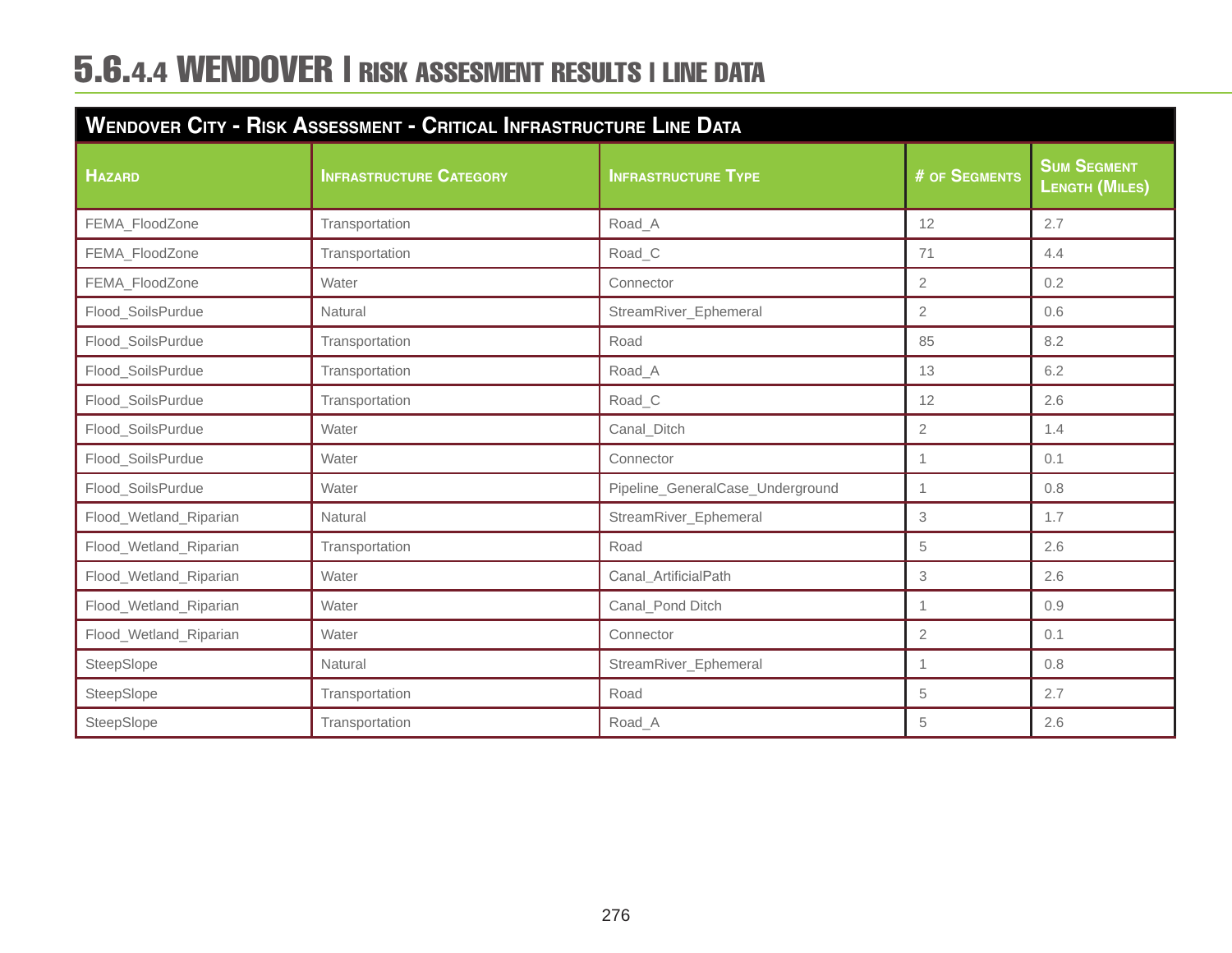## 5.6.4.4 WENDOVER | RISK ASSESMENT RESULTS | LINE DATA

| Wendover City - Risk Assessment - Critical Infrastructure Line Data | | | | |
|---|---|---|---|---|
| **Hazard** | **Infrastructure Category** | **Infrastructure Type** | **# of Segments** | **Sum Segment Length (Miles)** |
| FEMA_FloodZone | Transportation | Road_A | 12 | 2.7 |
| FEMA_FloodZone | Transportation | Road_C | 71 | 4.4 |
| FEMA_FloodZone | Water | Connector | 2 | 0.2 |
| Flood_SoilsPurdue | Natural | StreamRiver_Ephemeral | 2 | 0.6 |
| Flood_SoilsPurdue | Transportation | Road | 85 | 8.2 |
| Flood_SoilsPurdue | Transportation | Road_A | 13 | 6.2 |
| Flood_SoilsPurdue | Transportation | Road_C | 12 | 2.6 |
| Flood_SoilsPurdue | Water | Canal_Ditch | 2 | 1.4 |
| Flood_SoilsPurdue | Water | Connector | 1 | 0.1 |
| Flood_SoilsPurdue | Water | Pipeline_GeneralCase_Underground | 1 | 0.8 |
| Flood_Wetland_Riparian | Natural | StreamRiver_Ephemeral | 3 | 1.7 |
| Flood_Wetland_Riparian | Transportation | Road | 5 | 2.6 |
| Flood_Wetland_Riparian | Water | Canal_ArtificialPath | 3 | 2.6 |
| Flood_Wetland_Riparian | Water | Canal_Pond Ditch | 1 | 0.9 |
| Flood_Wetland_Riparian | Water | Connector | 2 | 0.1 |
| SteepSlope | Natural | StreamRiver_Ephemeral | 1 | 0.8 |
| SteepSlope | Transportation | Road | 5 | 2.7 |
| SteepSlope | Transportation | Road_A | 5 | 2.6 |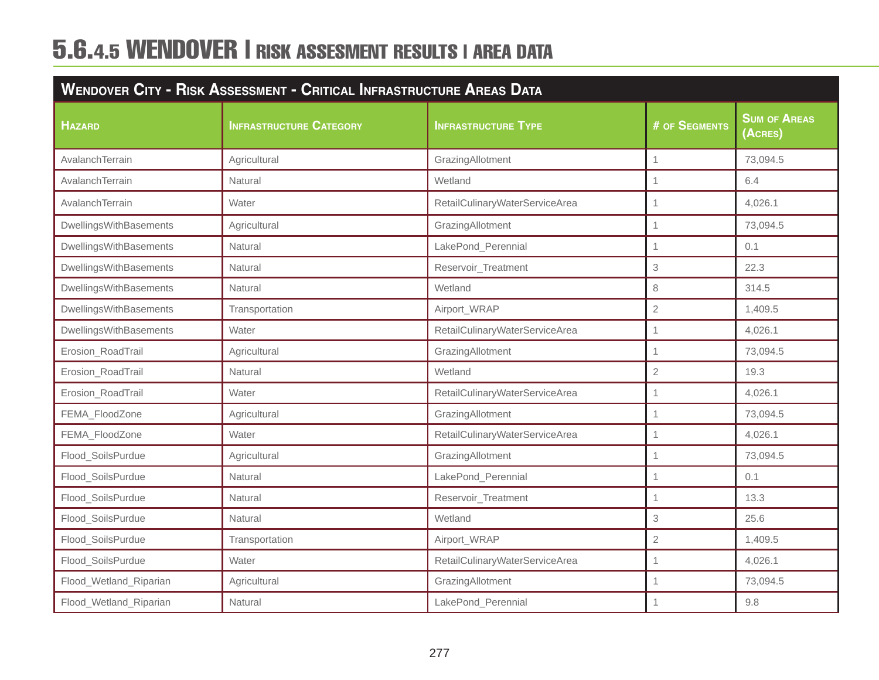# 5.6.4.5 WENDOVER | RISK ASSESMENT RESULTS | AREA DATA

| Wendover City - Risk Assessment - Critical Infrastructure Areas Data | | | | |
|---|---|---|---|---|
| **Hazard** | **Infrastructure Category** | **Infrastructure Type** | **# of Segments** | **Sum of Areas (Acres)** |
| AvalanchTerrain | Agricultural | GrazingAllotment | 1 | 73,094.5 |
| AvalanchTerrain | Natural | Wetland | 1 | 6.4 |
| AvalanchTerrain | Water | RetailCulinaryWaterServiceArea | 1 | 4,026.1 |
| DwellingsWithBasements | Agricultural | GrazingAllotment | 1 | 73,094.5 |
| DwellingsWithBasements | Natural | LakePond_Perennial | 1 | 0.1 |
| DwellingsWithBasements | Natural | Reservoir_Treatment | 3 | 22.3 |
| DwellingsWithBasements | Natural | Wetland | 8 | 314.5 |
| DwellingsWithBasements | Transportation | Airport_WRAP | 2 | 1,409.5 |
| DwellingsWithBasements | Water | RetailCulinaryWaterServiceArea | 1 | 4,026.1 |
| Erosion_RoadTrail | Agricultural | GrazingAllotment | 1 | 73,094.5 |
| Erosion_RoadTrail | Natural | Wetland | 2 | 19.3 |
| Erosion_RoadTrail | Water | RetailCulinaryWaterServiceArea | 1 | 4,026.1 |
| FEMA_FloodZone | Agricultural | GrazingAllotment | 1 | 73,094.5 |
| FEMA_FloodZone | Water | RetailCulinaryWaterServiceArea | 1 | 4,026.1 |
| Flood_SoilsPurdue | Agricultural | GrazingAllotment | 1 | 73,094.5 |
| Flood_SoilsPurdue | Natural | LakePond_Perennial | 1 | 0.1 |
| Flood_SoilsPurdue | Natural | Reservoir_Treatment | 1 | 13.3 |
| Flood_SoilsPurdue | Natural | Wetland | 3 | 25.6 |
| Flood_SoilsPurdue | Transportation | Airport_WRAP | 2 | 1,409.5 |
| Flood_SoilsPurdue | Water | RetailCulinaryWaterServiceArea | 1 | 4,026.1 |
| Flood_Wetland_Riparian | Agricultural | GrazingAllotment | 1 | 73,094.5 |
| Flood_Wetland_Riparian | Natural | LakePond_Perennial | 1 | 9.8 |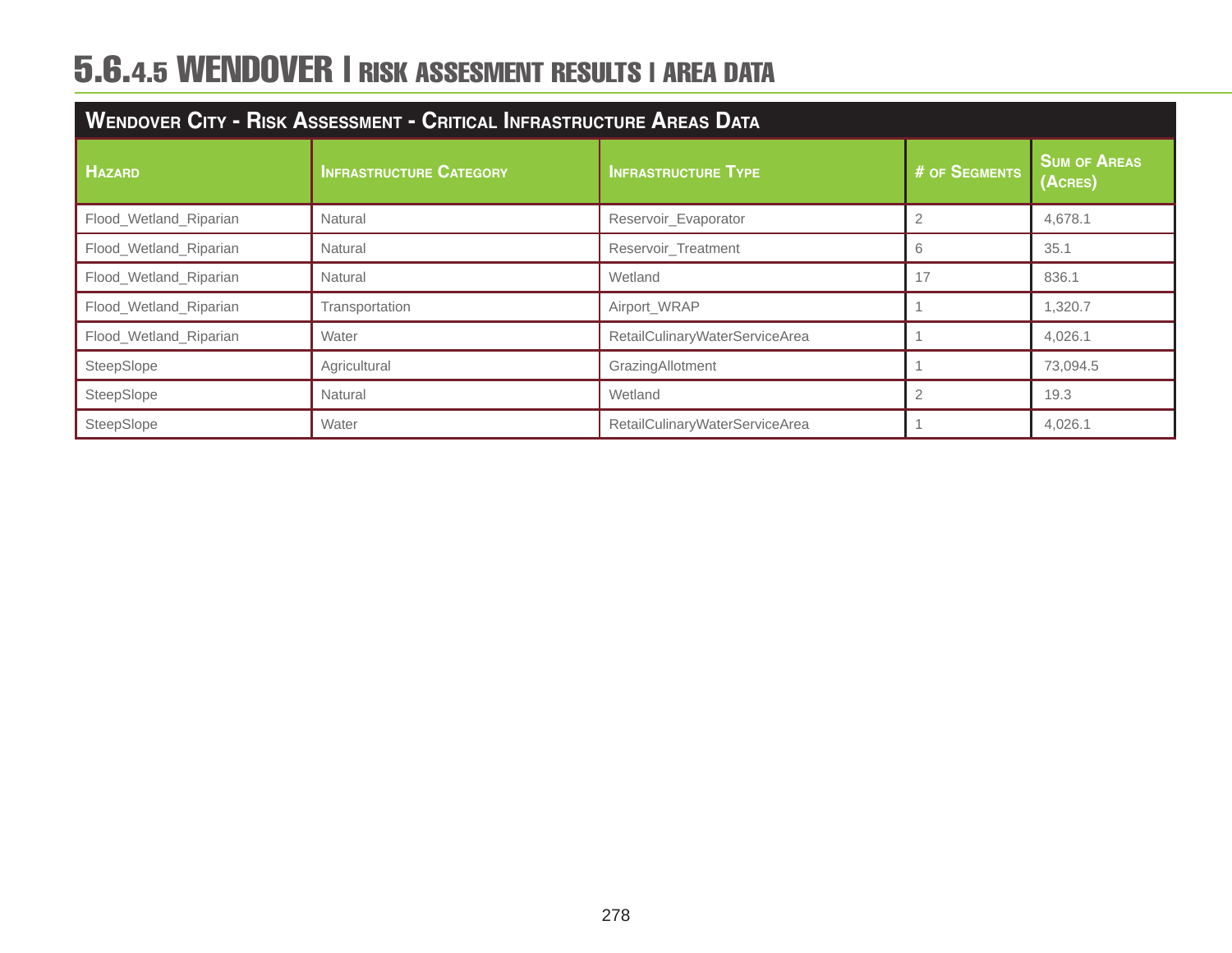# 5.6.4.5 WENDOVER | RISK ASSESEMENT RESULTS | AREA DATA

| Wendover City - Risk Assessment - Critical Infrastructure Areas Data | | | | |
|---|---|---|---|---|
| **Hazard** | **Infrastructure Category** | **Infrastructure Type** | **# of Segments** | **Sum of Areas (Acres)** |
| Flood_Wetland_Riparian | Natural | Reservoir_Evaporator | 2 | 4,678.1 |
| Flood_Wetland_Riparian | Natural | Reservoir_Treatment | 6 | 35.1 |
| Flood_Wetland_Riparian | Natural | Wetland | 17 | 836.1 |
| Flood_Wetland_Riparian | Transportation | Airport_WRAP | 1 | 1,320.7 |
| Flood_Wetland_Riparian | Water | RetailCulinaryWaterServiceArea | 1 | 4,026.1 |
| SteepSlope | Agricultural | GrazingAllotment | 1 | 73,094.5 |
| SteepSlope | Natural | Wetland | 2 | 19.3 |
| SteepSlope | Water | RetailCulinaryWaterServiceArea | 1 | 4,026.1 |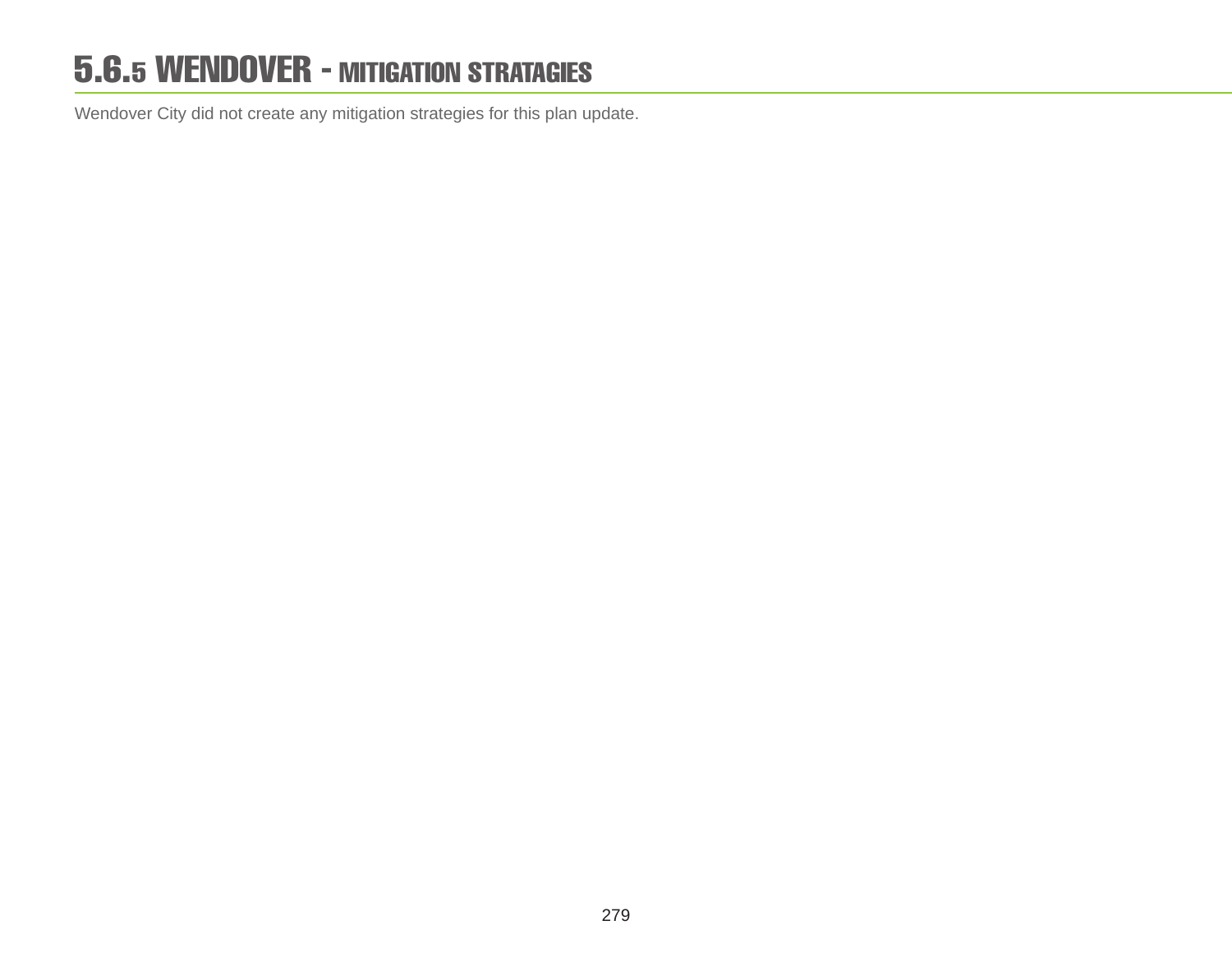## 5.6.5 WENDOVER - MITIGATION STRATAGIES

Wendover City did not create any mitigation strategies for this plan update.